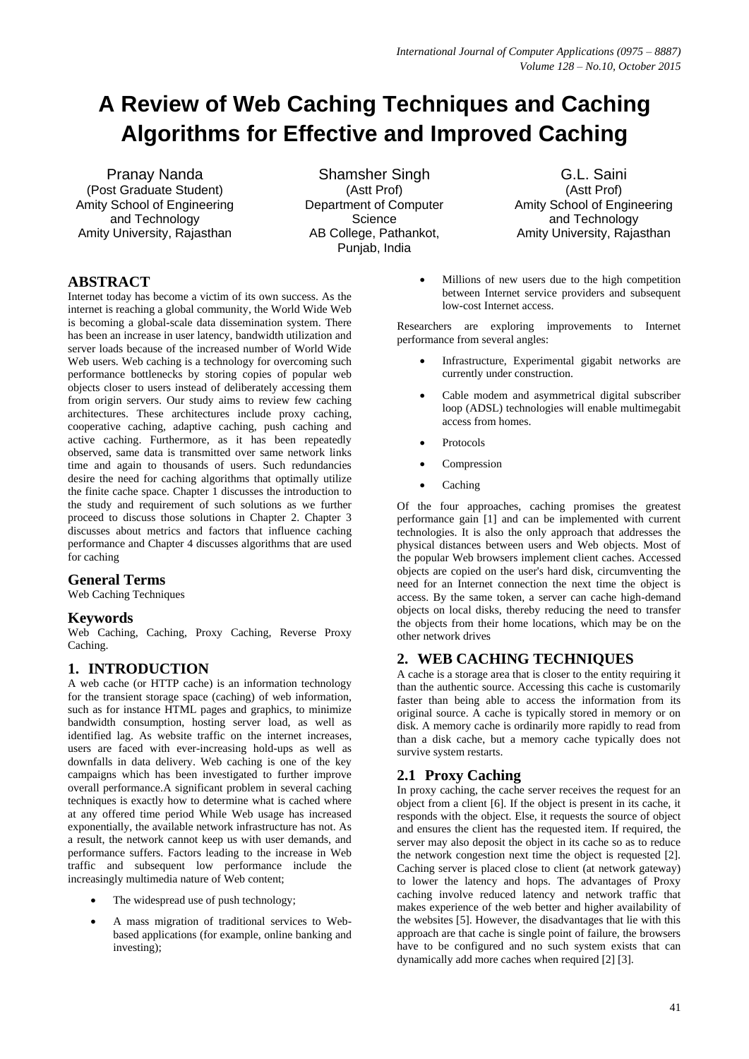# A Review of Web Caching Techniques and Caching Algorithms for Effective and Improved Caching

Pranay Nanda
(Post Graduate Student)
Amity School of Engineering and Technology
Amity University, Rajasthan

Shamsher Singh
(Astt Prof)
Department of Computer Science
AB College, Pathankot, Punjab, India

G.L. Saini
(Astt Prof)
Amity School of Engineering and Technology
Amity University, Rajasthan

## ABSTRACT

Internet today has become a victim of its own success. As the internet is reaching a global community, the World Wide Web is becoming a global-scale data dissemination system. There has been an increase in user latency, bandwidth utilization and server loads because of the increased number of World Wide Web users. Web caching is a technology for overcoming such performance bottlenecks by storing copies of popular web objects closer to users instead of deliberately accessing them from origin servers. Our study aims to review few caching architectures. These architectures include proxy caching, cooperative caching, adaptive caching, push caching and active caching. Furthermore, as it has been repeatedly observed, same data is transmitted over same network links time and again to thousands of users. Such redundancies desire the need for caching algorithms that optimally utilize the finite cache space. Chapter 1 discusses the introduction to the study and requirement of such solutions as we further proceed to discuss those solutions in Chapter 2. Chapter 3 discusses about metrics and factors that influence caching performance and Chapter 4 discusses algorithms that are used for caching

## General Terms

Web Caching Techniques

## Keywords

Web Caching, Caching, Proxy Caching, Reverse Proxy Caching.

## 1. INTRODUCTION

A web cache (or HTTP cache) is an information technology for the transient storage space (caching) of web information, such as for instance HTML pages and graphics, to minimize bandwidth consumption, hosting server load, as well as identified lag. As website traffic on the internet increases, users are faced with ever-increasing hold-ups as well as downfalls in data delivery. Web caching is one of the key campaigns which has been investigated to further improve overall performance.A significant problem in several caching techniques is exactly how to determine what is cached where at any offered time period While Web usage has increased exponentially, the available network infrastructure has not. As a result, the network cannot keep us with user demands, and performance suffers. Factors leading to the increase in Web traffic and subsequent low performance include the increasingly multimedia nature of Web content;

- The widespread use of push technology;
- A mass migration of traditional services to Web-based applications (for example, online banking and investing);
- Millions of new users due to the high competition between Internet service providers and subsequent low-cost Internet access.

Researchers are exploring improvements to Internet performance from several angles:

- Infrastructure, Experimental gigabit networks are currently under construction.
- Cable modem and asymmetrical digital subscriber loop (ADSL) technologies will enable multimegabit access from homes.
- Protocols
- Compression
- Caching

Of the four approaches, caching promises the greatest performance gain [1] and can be implemented with current technologies. It is also the only approach that addresses the physical distances between users and Web objects. Most of the popular Web browsers implement client caches. Accessed objects are copied on the user's hard disk, circumventing the need for an Internet connection the next time the object is access. By the same token, a server can cache high-demand objects on local disks, thereby reducing the need to transfer the objects from their home locations, which may be on the other network drives

## 2. WEB CACHING TECHNIQUES

A cache is a storage area that is closer to the entity requiring it than the authentic source. Accessing this cache is customarily faster than being able to access the information from its original source. A cache is typically stored in memory or on disk. A memory cache is ordinarily more rapidly to read from than a disk cache, but a memory cache typically does not survive system restarts.

### 2.1 Proxy Caching

In proxy caching, the cache server receives the request for an object from a client [6]. If the object is present in its cache, it responds with the object. Else, it requests the source of object and ensures the client has the requested item. If required, the server may also deposit the object in its cache so as to reduce the network congestion next time the object is requested [2]. Caching server is placed close to client (at network gateway) to lower the latency and hops. The advantages of Proxy caching involve reduced latency and network traffic that makes experience of the web better and higher availability of the websites [5]. However, the disadvantages that lie with this approach are that cache is single point of failure, the browsers have to be configured and no such system exists that can dynamically add more caches when required [2] [3].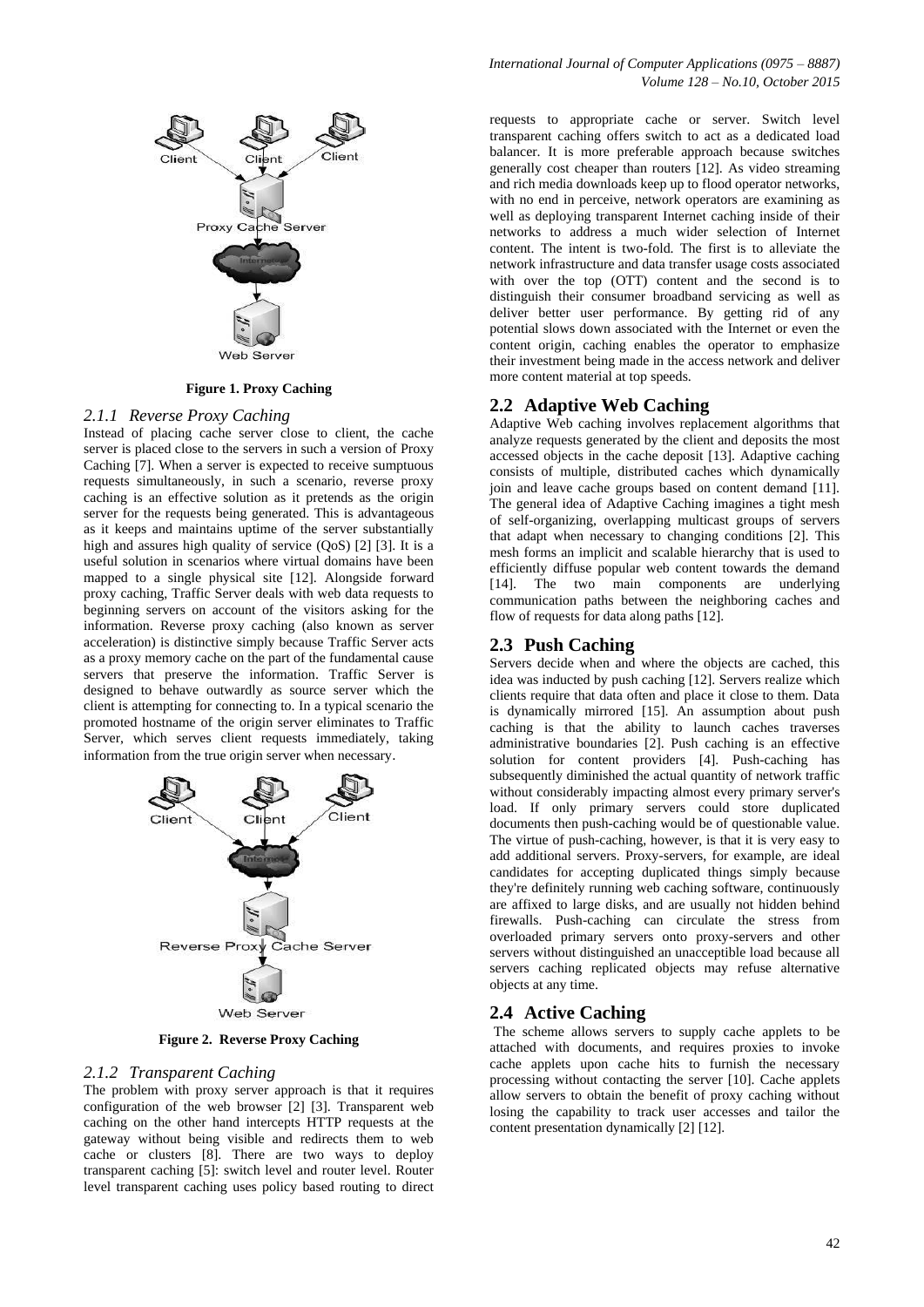Figure 1. Proxy Caching

### 2.1.1 Reverse Proxy Caching

Instead of placing cache server close to client, the cache server is placed close to the servers in such a version of Proxy Caching [7]. When a server is expected to receive sumptuous requests simultaneously, in such a scenario, reverse proxy caching is an effective solution as it pretends as the origin server for the requests being generated. This is advantageous as it keeps and maintains uptime of the server substantially high and assures high quality of service (QoS) [2] [3]. It is a useful solution in scenarios where virtual domains have been mapped to a single physical site [12]. Alongside forward proxy caching, Traffic Server deals with web data requests to beginning servers on account of the visitors asking for the information. Reverse proxy caching (also known as server acceleration) is distinctive simply because Traffic Server acts as a proxy memory cache on the part of the fundamental cause servers that preserve the information. Traffic Server is designed to behave outwardly as source server which the client is attempting for connecting to. In a typical scenario the promoted hostname of the origin server eliminates to Traffic Server, which serves client requests immediately, taking information from the true origin server when necessary.

Figure 2. Reverse Proxy Caching

### 2.1.2 Transparent Caching

The problem with proxy server approach is that it requires configuration of the web browser [2] [3]. Transparent web caching on the other hand intercepts HTTP requests at the gateway without being visible and redirects them to web cache or clusters [8]. There are two ways to deploy transparent caching [5]: switch level and router level. Router level transparent caching uses policy based routing to direct requests to appropriate cache or server. Switch level transparent caching offers switch to act as a dedicated load balancer. It is more preferable approach because switches generally cost cheaper than routers [12]. As video streaming and rich media downloads keep up to flood operator networks, with no end in perceive, network operators are examining as well as deploying transparent Internet caching inside of their networks to address a much wider selection of Internet content. The intent is two-fold. The first is to alleviate the network infrastructure and data transfer usage costs associated with over the top (OTT) content and the second is to distinguish their consumer broadband servicing as well as deliver better user performance. By getting rid of any potential slows down associated with the Internet or even the content origin, caching enables the operator to emphasize their investment being made in the access network and deliver more content material at top speeds.

## 2.2 Adaptive Web Caching

Adaptive Web caching involves replacement algorithms that analyze requests generated by the client and deposits the most accessed objects in the cache deposit [13]. Adaptive caching consists of multiple, distributed caches which dynamically join and leave cache groups based on content demand [11]. The general idea of Adaptive Caching imagines a tight mesh of self-organizing, overlapping multicast groups of servers that adapt when necessary to changing conditions [2]. This mesh forms an implicit and scalable hierarchy that is used to efficiently diffuse popular web content towards the demand [14]. The two main components are underlying communication paths between the neighboring caches and flow of requests for data along paths [12].

## 2.3 Push Caching

Servers decide when and where the objects are cached, this idea was inducted by push caching [12]. Servers realize which clients require that data often and place it close to them. Data is dynamically mirrored [15]. An assumption about push caching is that the ability to launch caches traverses administrative boundaries [2]. Push caching is an effective solution for content providers [4]. Push-caching has subsequently diminished the actual quantity of network traffic without considerably impacting almost every primary server's load. If only primary servers could store duplicated documents then push-caching would be of questionable value. The virtue of push-caching, however, is that it is very easy to add additional servers. Proxy-servers, for example, are ideal candidates for accepting duplicated things simply because they're definitely running web caching software, continuously are affixed to large disks, and are usually not hidden behind firewalls. Push-caching can circulate the stress from overloaded primary servers onto proxy-servers and other servers without distinguished an unacceptible load because all servers caching replicated objects may refuse alternative objects at any time.

## 2.4 Active Caching

The scheme allows servers to supply cache applets to be attached with documents, and requires proxies to invoke cache applets upon cache hits to furnish the necessary processing without contacting the server [10]. Cache applets allow servers to obtain the benefit of proxy caching without losing the capability to track user accesses and tailor the content presentation dynamically [2] [12].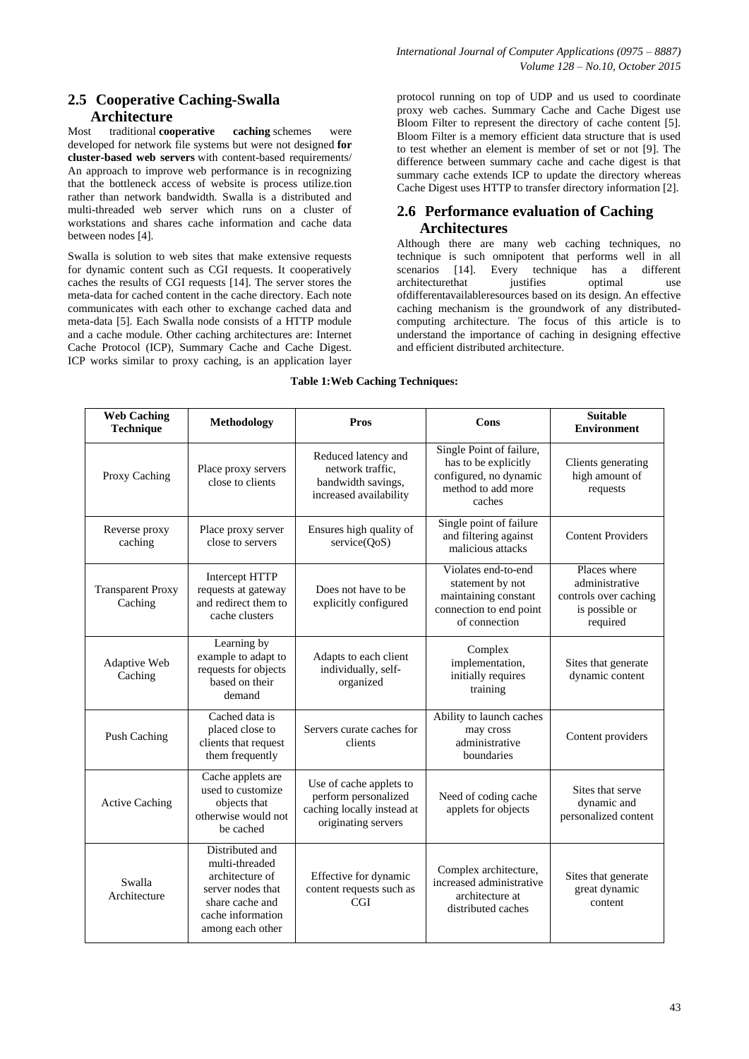## 2.5 Cooperative Caching-Swalla Architecture

Most traditional **cooperative caching** schemes were developed for network file systems but were not designed **for cluster-based web servers** with content-based requirements/ An approach to improve web performance is in recognizing that the bottleneck access of website is process utilize.tion rather than network bandwidth. Swalla is a distributed and multi-threaded web server which runs on a cluster of workstations and shares cache information and cache data between nodes [4].

Swalla is solution to web sites that make extensive requests for dynamic content such as CGI requests. It cooperatively caches the results of CGI requests [14]. The server stores the meta-data for cached content in the cache directory. Each note communicates with each other to exchange cached data and meta-data [5]. Each Swalla node consists of a HTTP module and a cache module. Other caching architectures are: Internet Cache Protocol (ICP), Summary Cache and Cache Digest. ICP works similar to proxy caching, is an application layer protocol running on top of UDP and us used to coordinate proxy web caches. Summary Cache and Cache Digest use Bloom Filter to represent the directory of cache content [5]. Bloom Filter is a memory efficient data structure that is used to test whether an element is member of set or not [9]. The difference between summary cache and cache digest is that summary cache extends ICP to update the directory whereas Cache Digest uses HTTP to transfer directory information [2].

## 2.6 Performance evaluation of Caching Architectures

Although there are many web caching techniques, no technique is such omnipotent that performs well in all scenarios [14]. Every technique has a different architecturethat justifies optimal use ofdifferentavailableresources based on its design. An effective caching mechanism is the groundwork of any distributed-computing architecture. The focus of this article is to understand the importance of caching in designing effective and efficient distributed architecture.

**Table 1:Web Caching Techniques:**

| Web Caching Technique | Methodology | Pros | Cons | Suitable Environment |
|---|---|---|---|---|
| Proxy Caching | Place proxy servers close to clients | Reduced latency and network traffic, bandwidth savings, increased availability | Single Point of failure, has to be explicitly configured, no dynamic method to add more caches | Clients generating high amount of requests |
| Reverse proxy caching | Place proxy server close to servers | Ensures high quality of service(QoS) | Single point of failure and filtering against malicious attacks | Content Providers |
| Transparent Proxy Caching | Intercept HTTP requests at gateway and redirect them to cache clusters | Does not have to be explicitly configured | Violates end-to-end statement by not maintaining constant connection to end point of connection | Places where administrative controls over caching is possible or required |
| Adaptive Web Caching | Learning by example to adapt to requests for objects based on their demand | Adapts to each client individually, self-organized | Complex implementation, initially requires training | Sites that generate dynamic content |
| Push Caching | Cached data is placed close to clients that request them frequently | Servers curate caches for clients | Ability to launch caches may cross administrative boundaries | Content providers |
| Active Caching | Cache applets are used to customize objects that otherwise would not be cached | Use of cache applets to perform personalized caching locally instead at originating servers | Need of coding cache applets for objects | Sites that serve dynamic and personalized content |
| Swalla Architecture | Distributed and multi-threaded architecture of server nodes that share cache and cache information among each other | Effective for dynamic content requests such as CGI | Complex architecture, increased administrative architecture at distributed caches | Sites that generate great dynamic content |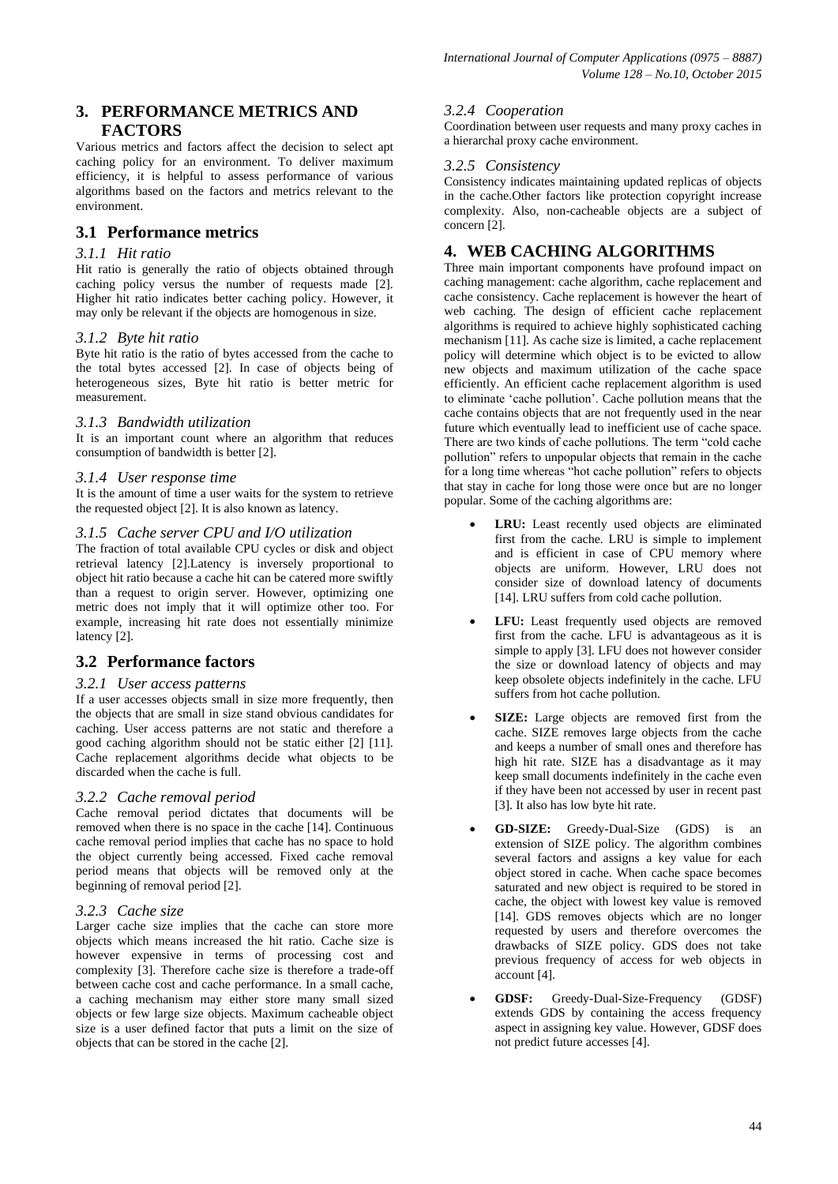# 3. PERFORMANCE METRICS AND FACTORS

Various metrics and factors affect the decision to select apt caching policy for an environment. To deliver maximum efficiency, it is helpful to assess performance of various algorithms based on the factors and metrics relevant to the environment.

## 3.1 Performance metrics

### *3.1.1 Hit ratio*

Hit ratio is generally the ratio of objects obtained through caching policy versus the number of requests made [2]. Higher hit ratio indicates better caching policy. However, it may only be relevant if the objects are homogenous in size.

### *3.1.2 Byte hit ratio*

Byte hit ratio is the ratio of bytes accessed from the cache to the total bytes accessed [2]. In case of objects being of heterogeneous sizes, Byte hit ratio is better metric for measurement.

### *3.1.3 Bandwidth utilization*

It is an important count where an algorithm that reduces consumption of bandwidth is better [2].

### *3.1.4 User response time*

It is the amount of time a user waits for the system to retrieve the requested object [2]. It is also known as latency.

### *3.1.5 Cache server CPU and I/O utilization*

The fraction of total available CPU cycles or disk and object retrieval latency [2].Latency is inversely proportional to object hit ratio because a cache hit can be catered more swiftly than a request to origin server. However, optimizing one metric does not imply that it will optimize other too. For example, increasing hit rate does not essentially minimize latency [2].

## 3.2 Performance factors

### *3.2.1 User access patterns*

If a user accesses objects small in size more frequently, then the objects that are small in size stand obvious candidates for caching. User access patterns are not static and therefore a good caching algorithm should not be static either [2] [11]. Cache replacement algorithms decide what objects to be discarded when the cache is full.

### *3.2.2 Cache removal period*

Cache removal period dictates that documents will be removed when there is no space in the cache [14]. Continuous cache removal period implies that cache has no space to hold the object currently being accessed. Fixed cache removal period means that objects will be removed only at the beginning of removal period [2].

### *3.2.3 Cache size*

Larger cache size implies that the cache can store more objects which means increased the hit ratio. Cache size is however expensive in terms of processing cost and complexity [3]. Therefore cache size is therefore a trade-off between cache cost and cache performance. In a small cache, a caching mechanism may either store many small sized objects or few large size objects. Maximum cacheable object size is a user defined factor that puts a limit on the size of objects that can be stored in the cache [2].

### *3.2.4 Cooperation*

Coordination between user requests and many proxy caches in a hierarchal proxy cache environment.

### *3.2.5 Consistency*

Consistency indicates maintaining updated replicas of objects in the cache.Other factors like protection copyright increase complexity. Also, non-cacheable objects are a subject of concern [2].

# 4. WEB CACHING ALGORITHMS

Three main important components have profound impact on caching management: cache algorithm, cache replacement and cache consistency. Cache replacement is however the heart of web caching. The design of efficient cache replacement algorithms is required to achieve highly sophisticated caching mechanism [11]. As cache size is limited, a cache replacement policy will determine which object is to be evicted to allow new objects and maximum utilization of the cache space efficiently. An efficient cache replacement algorithm is used to eliminate 'cache pollution'. Cache pollution means that the cache contains objects that are not frequently used in the near future which eventually lead to inefficient use of cache space. There are two kinds of cache pollutions. The term "cold cache pollution" refers to unpopular objects that remain in the cache for a long time whereas "hot cache pollution" refers to objects that stay in cache for long those were once but are no longer popular. Some of the caching algorithms are:

- **LRU:** Least recently used objects are eliminated first from the cache. LRU is simple to implement and is efficient in case of CPU memory where objects are uniform. However, LRU does not consider size of download latency of documents [14]. LRU suffers from cold cache pollution.
- **LFU:** Least frequently used objects are removed first from the cache. LFU is advantageous as it is simple to apply [3]. LFU does not however consider the size or download latency of objects and may keep obsolete objects indefinitely in the cache. LFU suffers from hot cache pollution.
- **SIZE:** Large objects are removed first from the cache. SIZE removes large objects from the cache and keeps a number of small ones and therefore has high hit rate. SIZE has a disadvantage as it may keep small documents indefinitely in the cache even if they have been not accessed by user in recent past [3]. It also has low byte hit rate.
- **GD-SIZE:** Greedy-Dual-Size (GDS) is an extension of SIZE policy. The algorithm combines several factors and assigns a key value for each object stored in cache. When cache space becomes saturated and new object is required to be stored in cache, the object with lowest key value is removed [14]. GDS removes objects which are no longer requested by users and therefore overcomes the drawbacks of SIZE policy. GDS does not take previous frequency of access for web objects in account [4].
- **GDSF:** Greedy-Dual-Size-Frequency (GDSF) extends GDS by containing the access frequency aspect in assigning key value. However, GDSF does not predict future accesses [4].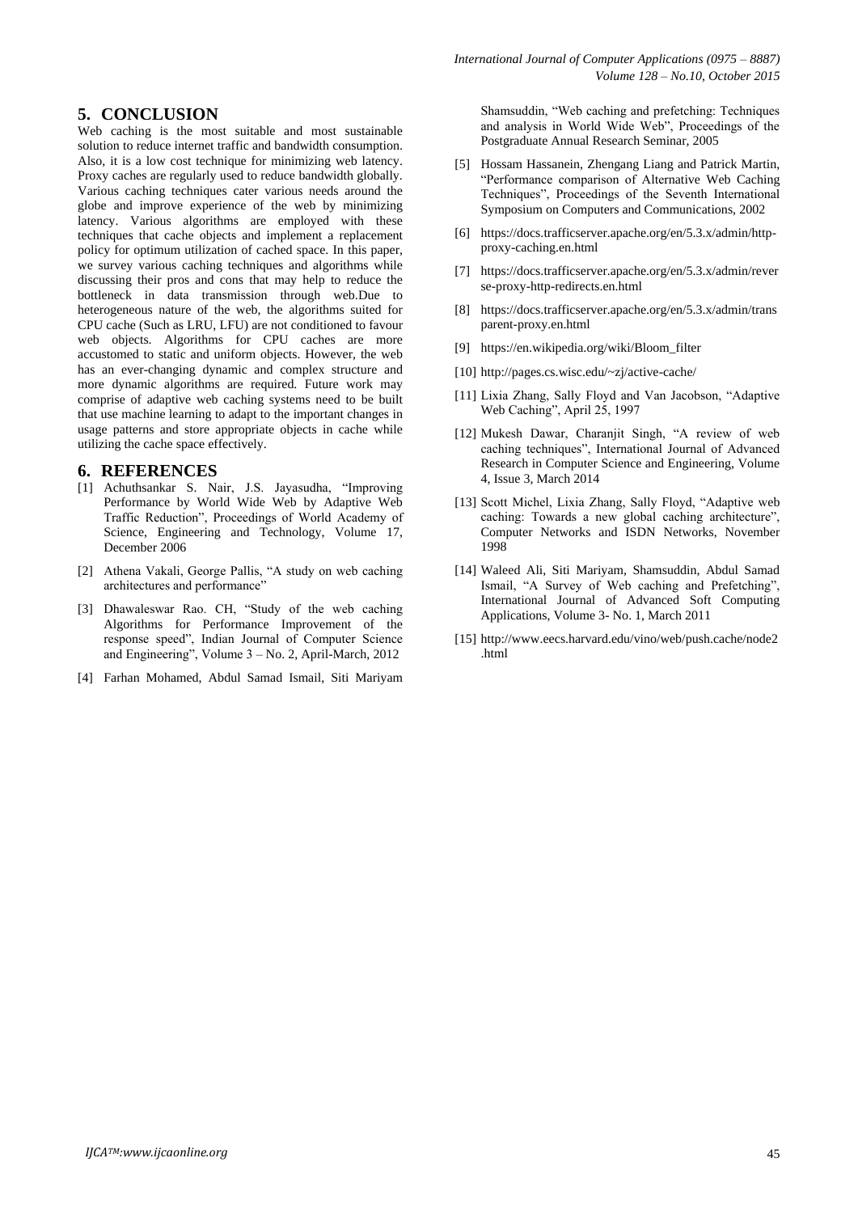## 5. CONCLUSION

Web caching is the most suitable and most sustainable solution to reduce internet traffic and bandwidth consumption. Also, it is a low cost technique for minimizing web latency. Proxy caches are regularly used to reduce bandwidth globally. Various caching techniques cater various needs around the globe and improve experience of the web by minimizing latency. Various algorithms are employed with these techniques that cache objects and implement a replacement policy for optimum utilization of cached space. In this paper, we survey various caching techniques and algorithms while discussing their pros and cons that may help to reduce the bottleneck in data transmission through web.Due to heterogeneous nature of the web, the algorithms suited for CPU cache (Such as LRU, LFU) are not conditioned to favour web objects. Algorithms for CPU caches are more accustomed to static and uniform objects. However, the web has an ever-changing dynamic and complex structure and more dynamic algorithms are required. Future work may comprise of adaptive web caching systems need to be built that use machine learning to adapt to the important changes in usage patterns and store appropriate objects in cache while utilizing the cache space effectively.

## 6. REFERENCES

[1] Achuthsankar S. Nair, J.S. Jayasudha, "Improving Performance by World Wide Web by Adaptive Web Traffic Reduction", Proceedings of World Academy of Science, Engineering and Technology, Volume 17, December 2006

[2] Athena Vakali, George Pallis, "A study on web caching architectures and performance"

[3] Dhawaleswar Rao. CH, "Study of the web caching Algorithms for Performance Improvement of the response speed", Indian Journal of Computer Science and Engineering", Volume 3 – No. 2, April-March, 2012

[4] Farhan Mohamed, Abdul Samad Ismail, Siti Mariyam Shamsuddin, "Web caching and prefetching: Techniques and analysis in World Wide Web", Proceedings of the Postgraduate Annual Research Seminar, 2005

[5] Hossam Hassanein, Zhengang Liang and Patrick Martin, "Performance comparison of Alternative Web Caching Techniques", Proceedings of the Seventh International Symposium on Computers and Communications, 2002

[6] https://docs.trafficserver.apache.org/en/5.3.x/admin/http-proxy-caching.en.html

[7] https://docs.trafficserver.apache.org/en/5.3.x/admin/reverse-proxy-http-redirects.en.html

[8] https://docs.trafficserver.apache.org/en/5.3.x/admin/transparent-proxy.en.html

[9] https://en.wikipedia.org/wiki/Bloom_filter

[10] http://pages.cs.wisc.edu/~zj/active-cache/

[11] Lixia Zhang, Sally Floyd and Van Jacobson, "Adaptive Web Caching", April 25, 1997

[12] Mukesh Dawar, Charanjit Singh, "A review of web caching techniques", International Journal of Advanced Research in Computer Science and Engineering, Volume 4, Issue 3, March 2014

[13] Scott Michel, Lixia Zhang, Sally Floyd, "Adaptive web caching: Towards a new global caching architecture", Computer Networks and ISDN Networks, November 1998

[14] Waleed Ali, Siti Mariyam, Shamsuddin, Abdul Samad Ismail, "A Survey of Web caching and Prefetching", International Journal of Advanced Soft Computing Applications, Volume 3- No. 1, March 2011

[15] http://www.eecs.harvard.edu/vino/web/push.cache/node2.html